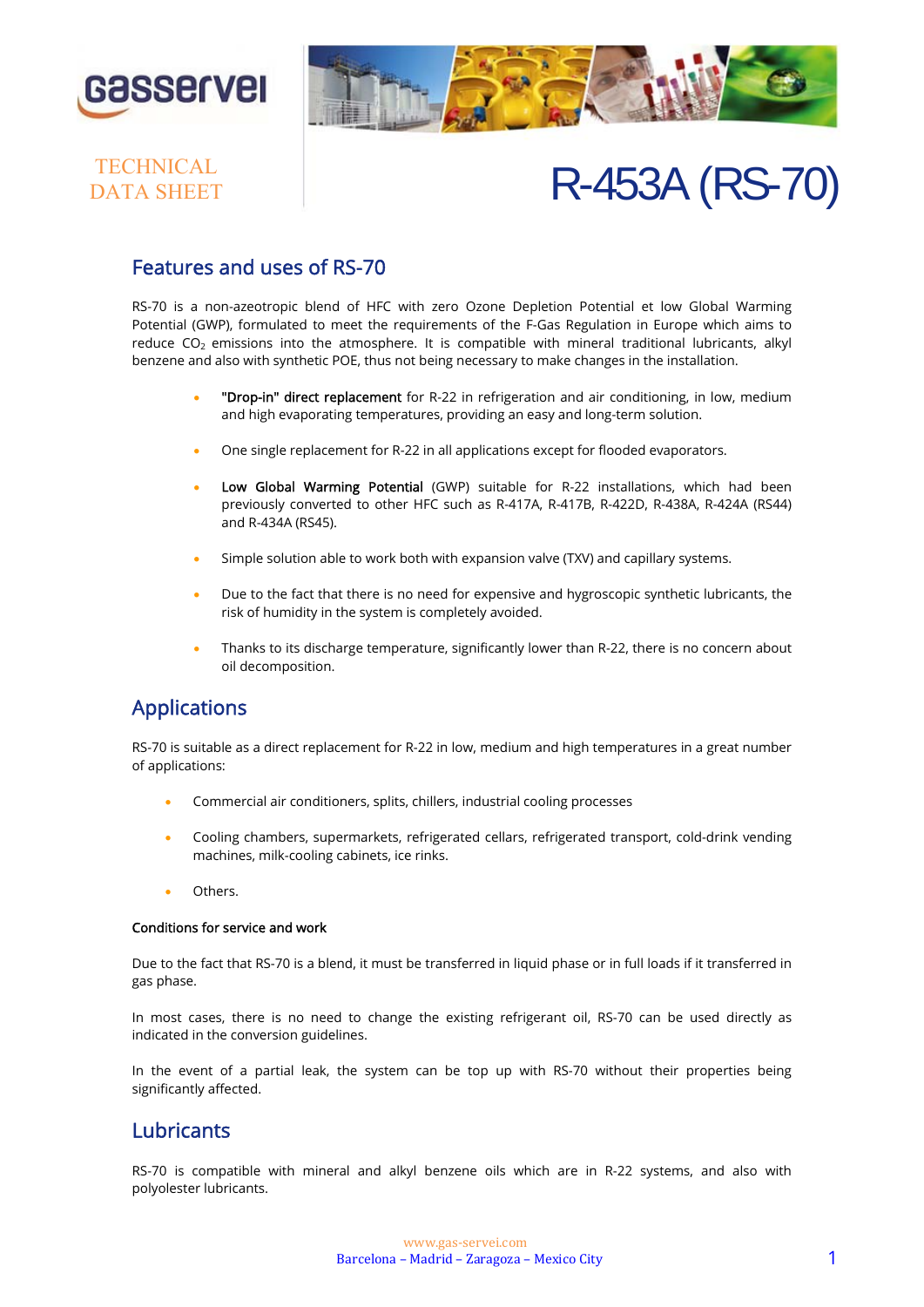TECHNICAL DATA SHEET

# R-453A (RS-70)

## Features and uses of RS-70

RS-70 is a non-azeotropic blend of HFC with zero Ozone Depletion Potential et low Global Warming Potential (GWP), formulated to meet the requirements of the F-Gas Regulation in Europe which aims to reduce $CO_2$ emissions into the atmosphere. It is compatible with mineral traditional lubricants, alkyl benzene and also with synthetic POE, thus not being necessary to make changes in the installation.

- **"Drop-in" direct replacement** for R-22 in refrigeration and air conditioning, in low, medium and high evaporating temperatures, providing an easy and long-term solution.
- One single replacement for R-22 in all applications except for flooded evaporators.
- **Low Global Warming Potential** (GWP) suitable for R-22 installations, which had been previously converted to other HFC such as R-417A, R-417B, R-422D, R-438A, R-424A (RS44) and R-434A (RS45).
- Simple solution able to work both with expansion valve (TXV) and capillary systems.
- Due to the fact that there is no need for expensive and hygroscopic synthetic lubricants, the risk of humidity in the system is completely avoided.
- Thanks to its discharge temperature, significantly lower than R-22, there is no concern about oil decomposition.

## Applications

RS-70 is suitable as a direct replacement for R-22 in low, medium and high temperatures in a great number of applications:

- Commercial air conditioners, splits, chillers, industrial cooling processes
- Cooling chambers, supermarkets, refrigerated cellars, refrigerated transport, cold-drink vending machines, milk-cooling cabinets, ice rinks.
- Others.

**Conditions for service and work**

Due to the fact that RS-70 is a blend, it must be transferred in liquid phase or in full loads if it transferred in gas phase.

In most cases, there is no need to change the existing refrigerant oil, RS-70 can be used directly as indicated in the conversion guidelines.

In the event of a partial leak, the system can be top up with RS-70 without their properties being significantly affected.

## Lubricants

RS-70 is compatible with mineral and alkyl benzene oils which are in R-22 systems, and also with polyolester lubricants.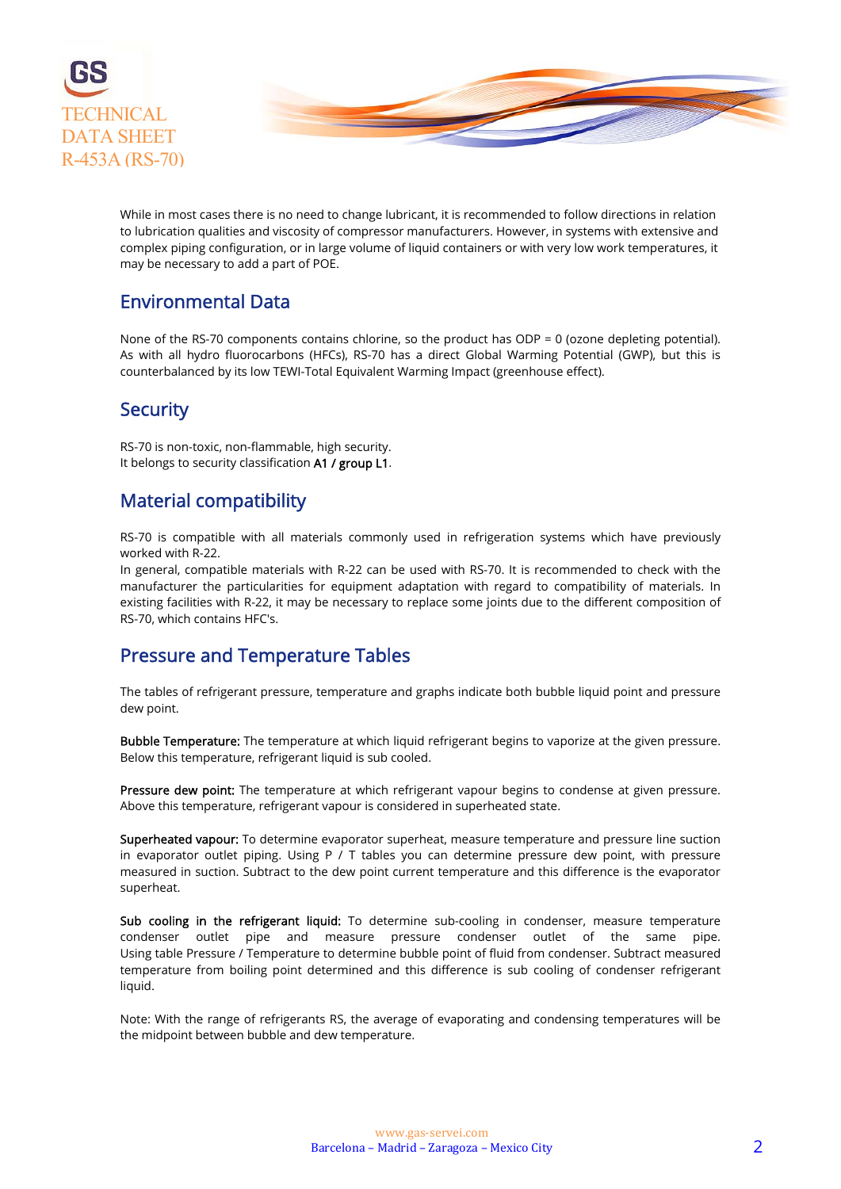While in most cases there is no need to change lubricant, it is recommended to follow directions in relation to lubrication qualities and viscosity of compressor manufacturers. However, in systems with extensive and complex piping configuration, or in large volume of liquid containers or with very low work temperatures, it may be necessary to add a part of POE.

## Environmental Data

None of the RS-70 components contains chlorine, so the product has ODP = 0 (ozone depleting potential). As with all hydro fluorocarbons (HFCs), RS-70 has a direct Global Warming Potential (GWP), but this is counterbalanced by its low TEWI-Total Equivalent Warming Impact (greenhouse effect).

## Security

RS-70 is non-toxic, non-flammable, high security.
It belongs to security classification **A1 / group L1**.

## Material compatibility

RS-70 is compatible with all materials commonly used in refrigeration systems which have previously worked with R-22.
In general, compatible materials with R-22 can be used with RS-70. It is recommended to check with the manufacturer the particularities for equipment adaptation with regard to compatibility of materials. In existing facilities with R-22, it may be necessary to replace some joints due to the different composition of RS-70, which contains HFC's.

## Pressure and Temperature Tables

The tables of refrigerant pressure, temperature and graphs indicate both bubble liquid point and pressure dew point.

**Bubble Temperature:** The temperature at which liquid refrigerant begins to vaporize at the given pressure. Below this temperature, refrigerant liquid is sub cooled.

**Pressure dew point:** The temperature at which refrigerant vapour begins to condense at given pressure. Above this temperature, refrigerant vapour is considered in superheated state.

**Superheated vapour:** To determine evaporator superheat, measure temperature and pressure line suction in evaporator outlet piping. Using P / T tables you can determine pressure dew point, with pressure measured in suction. Subtract to the dew point current temperature and this difference is the evaporator superheat.

**Sub cooling in the refrigerant liquid:** To determine sub-cooling in condenser, measure temperature condenser outlet pipe and measure pressure condenser outlet of the same pipe. Using table Pressure / Temperature to determine bubble point of fluid from condenser. Subtract measured temperature from boiling point determined and this difference is sub cooling of condenser refrigerant liquid.

Note: With the range of refrigerants RS, the average of evaporating and condensing temperatures will be the midpoint between bubble and dew temperature.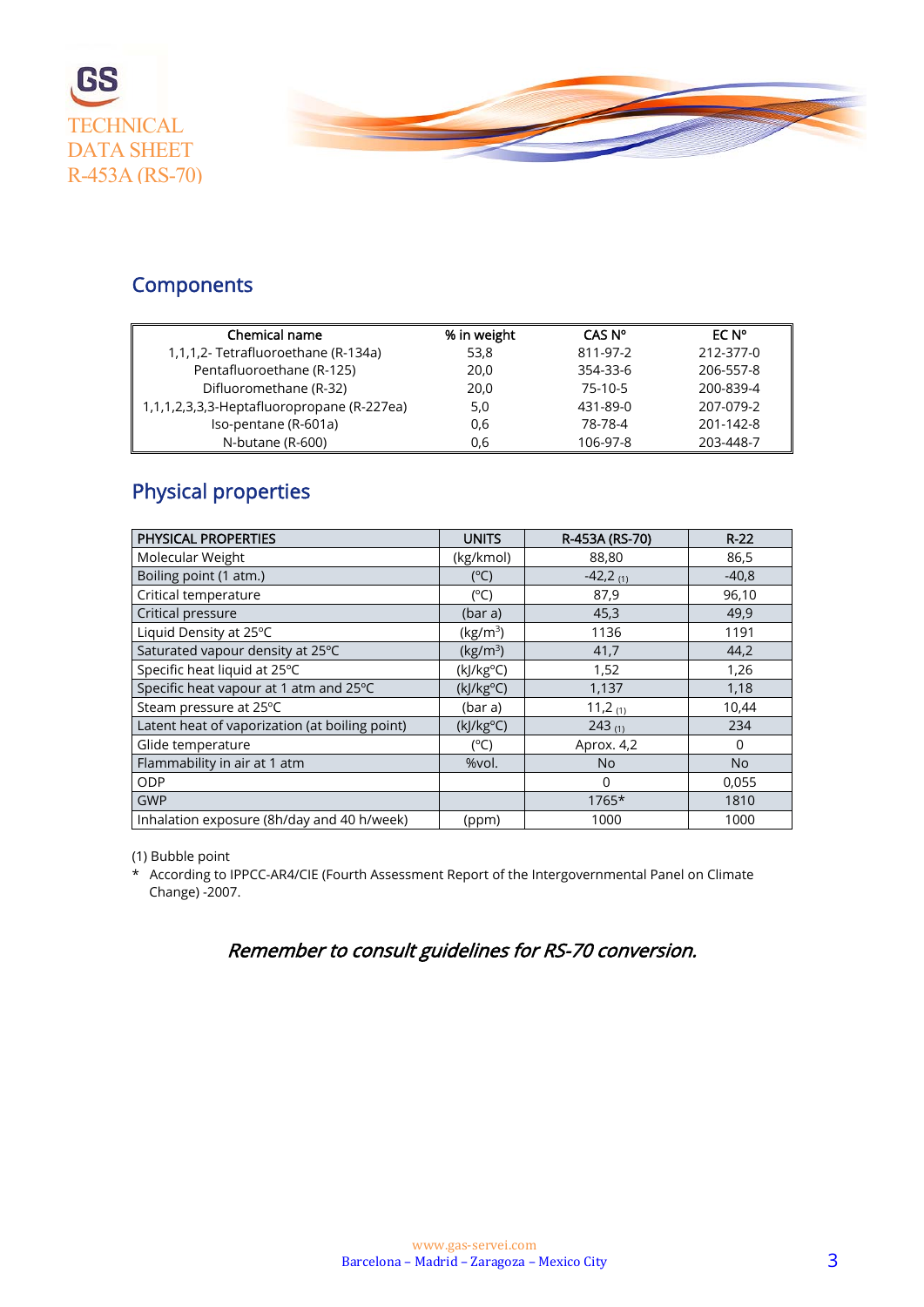## Components

| Chemical name | % in weight | CAS Nº | EC Nº |
|---|---|---|---|
| 1,1,1,2- Tetrafluoroethane (R-134a) | 53,8 | 811-97-2 | 212-377-0 |
| Pentafluoroethane (R-125) | 20,0 | 354-33-6 | 206-557-8 |
| Difluoromethane (R-32) | 20,0 | 75-10-5 | 200-839-4 |
| 1,1,1,2,3,3,3-Heptafluoropropane (R-227ea) | 5,0 | 431-89-0 | 207-079-2 |
| Iso-pentane (R-601a) | 0,6 | 78-78-4 | 201-142-8 |
| N-butane (R-600) | 0,6 | 106-97-8 | 203-448-7 |

## Physical properties

| PHYSICAL PROPERTIES | UNITS | R-453A (RS-70) | R-22 |
|---|---|---|---|
| Molecular Weight | (kg/kmol) | 88,80 | 86,5 |
| Boiling point (1 atm.) | (ºC) | -42,2 (1) | -40,8 |
| Critical temperature | (ºC) | 87,9 | 96,10 |
| Critical pressure | (bar a) | 45,3 | 49,9 |
| Liquid Density at 25ºC | (kg/m$^3$) | 1136 | 1191 |
| Saturated vapour density at 25ºC | (kg/m$^3$) | 41,7 | 44,2 |
| Specific heat liquid at 25ºC | (kJ/kgºC) | 1,52 | 1,26 |
| Specific heat vapour at 1 atm and 25ºC | (kJ/kgºC) | 1,137 | 1,18 |
| Steam pressure at 25ºC | (bar a) | 11,2 (1) | 10,44 |
| Latent heat of vaporization (at boiling point) | (kJ/kgºC) | 243 (1) | 234 |
| Glide temperature | (ºC) | Aprox. 4,2 | 0 |
| Flammability in air at 1 atm | %vol. | No | No |
| ODP | | 0 | 0,055 |
| GWP | | 1765* | 1810 |
| Inhalation exposure (8h/day and 40 h/week) | (ppm) | 1000 | 1000 |

(1) Bubble point

\* According to IPPCC-AR4/CIE (Fourth Assessment Report of the Intergovernmental Panel on Climate Change) -2007.

*Remember to consult guidelines for RS-70 conversion.*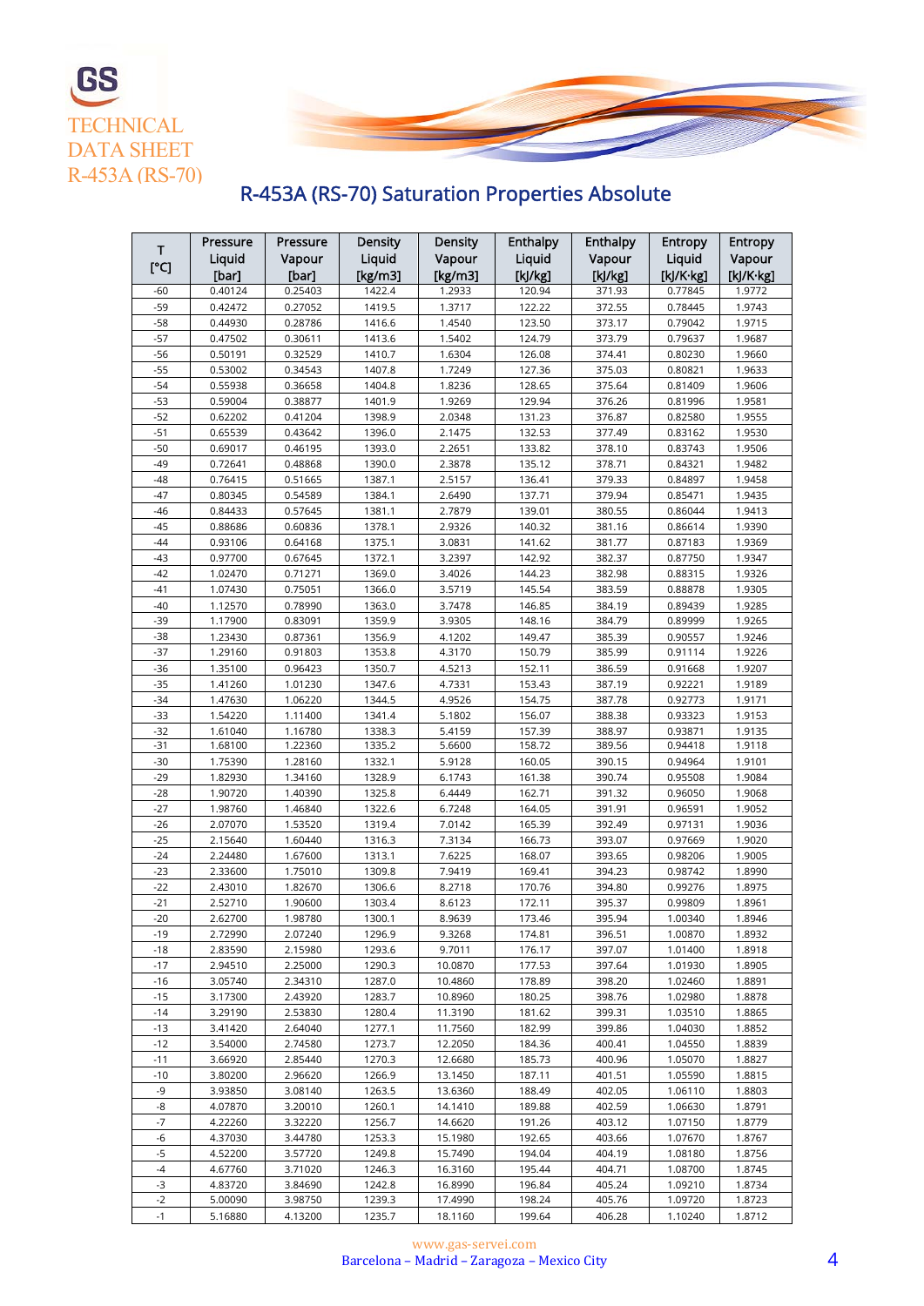GS

TECHNICAL DATA SHEET R-453A (RS-70)

## R-453A (RS-70) Saturation Properties Absolute

| T [°C] | Pressure Liquid [bar] | Pressure Vapour [bar] | Density Liquid [kg/m3] | Density Vapour [kg/m3] | Enthalpy Liquid [kJ/kg] | Enthalpy Vapour [kJ/kg] | Entropy Liquid [kJ/K·kg] | Entropy Vapour [kJ/K·kg] |
|---|---|---|---|---|---|---|---|---|
| -60 | 0.40124 | 0.25403 | 1422.4 | 1.2933 | 120.94 | 371.93 | 0.77845 | 1.9772 |
| -59 | 0.42472 | 0.27052 | 1419.5 | 1.3717 | 122.22 | 372.55 | 0.78445 | 1.9743 |
| -58 | 0.44930 | 0.28786 | 1416.6 | 1.4540 | 123.50 | 373.17 | 0.79042 | 1.9715 |
| -57 | 0.47502 | 0.30611 | 1413.6 | 1.5402 | 124.79 | 373.79 | 0.79637 | 1.9687 |
| -56 | 0.50191 | 0.32529 | 1410.7 | 1.6304 | 126.08 | 374.41 | 0.80230 | 1.9660 |
| -55 | 0.53002 | 0.34543 | 1407.8 | 1.7249 | 127.36 | 375.03 | 0.80821 | 1.9633 |
| -54 | 0.55938 | 0.36658 | 1404.8 | 1.8236 | 128.65 | 375.64 | 0.81409 | 1.9606 |
| -53 | 0.59004 | 0.38877 | 1401.9 | 1.9269 | 129.94 | 376.26 | 0.81996 | 1.9581 |
| -52 | 0.62202 | 0.41204 | 1398.9 | 2.0348 | 131.23 | 376.87 | 0.82580 | 1.9555 |
| -51 | 0.65539 | 0.43642 | 1396.0 | 2.1475 | 132.53 | 377.49 | 0.83162 | 1.9530 |
| -50 | 0.69017 | 0.46195 | 1393.0 | 2.2651 | 133.82 | 378.10 | 0.83743 | 1.9506 |
| -49 | 0.72641 | 0.48868 | 1390.0 | 2.3878 | 135.12 | 378.71 | 0.84321 | 1.9482 |
| -48 | 0.76415 | 0.51665 | 1387.1 | 2.5157 | 136.41 | 379.33 | 0.84897 | 1.9458 |
| -47 | 0.80345 | 0.54589 | 1384.1 | 2.6490 | 137.71 | 379.94 | 0.85471 | 1.9435 |
| -46 | 0.84433 | 0.57645 | 1381.1 | 2.7879 | 139.01 | 380.55 | 0.86044 | 1.9413 |
| -45 | 0.88686 | 0.60836 | 1378.1 | 2.9326 | 140.32 | 381.16 | 0.86614 | 1.9390 |
| -44 | 0.93106 | 0.64168 | 1375.1 | 3.0831 | 141.62 | 381.77 | 0.87183 | 1.9369 |
| -43 | 0.97700 | 0.67645 | 1372.1 | 3.2397 | 142.92 | 382.37 | 0.87750 | 1.9347 |
| -42 | 1.02470 | 0.71271 | 1369.0 | 3.4026 | 144.23 | 382.98 | 0.88315 | 1.9326 |
| -41 | 1.07430 | 0.75051 | 1366.0 | 3.5719 | 145.54 | 383.59 | 0.88878 | 1.9305 |
| -40 | 1.12570 | 0.78990 | 1363.0 | 3.7478 | 146.85 | 384.19 | 0.89439 | 1.9285 |
| -39 | 1.17900 | 0.83091 | 1359.9 | 3.9305 | 148.16 | 384.79 | 0.89999 | 1.9265 |
| -38 | 1.23430 | 0.87361 | 1356.9 | 4.1202 | 149.47 | 385.39 | 0.90557 | 1.9246 |
| -37 | 1.29160 | 0.91803 | 1353.8 | 4.3170 | 150.79 | 385.99 | 0.91114 | 1.9226 |
| -36 | 1.35100 | 0.96423 | 1350.7 | 4.5213 | 152.11 | 386.59 | 0.91668 | 1.9207 |
| -35 | 1.41260 | 1.01230 | 1347.6 | 4.7331 | 153.43 | 387.19 | 0.92221 | 1.9189 |
| -34 | 1.47630 | 1.06220 | 1344.5 | 4.9526 | 154.75 | 387.78 | 0.92773 | 1.9171 |
| -33 | 1.54220 | 1.11400 | 1341.4 | 5.1802 | 156.07 | 388.38 | 0.93323 | 1.9153 |
| -32 | 1.61040 | 1.16780 | 1338.3 | 5.4159 | 157.39 | 388.97 | 0.93871 | 1.9135 |
| -31 | 1.68100 | 1.22360 | 1335.2 | 5.6600 | 158.72 | 389.56 | 0.94418 | 1.9118 |
| -30 | 1.75390 | 1.28160 | 1332.1 | 5.9128 | 160.05 | 390.15 | 0.94964 | 1.9101 |
| -29 | 1.82930 | 1.34160 | 1328.9 | 6.1743 | 161.38 | 390.74 | 0.95508 | 1.9084 |
| -28 | 1.90720 | 1.40390 | 1325.8 | 6.4449 | 162.71 | 391.32 | 0.96050 | 1.9068 |
| -27 | 1.98760 | 1.46840 | 1322.6 | 6.7248 | 164.05 | 391.91 | 0.96591 | 1.9052 |
| -26 | 2.07070 | 1.53520 | 1319.4 | 7.0142 | 165.39 | 392.49 | 0.97131 | 1.9036 |
| -25 | 2.15640 | 1.60440 | 1316.3 | 7.3134 | 166.73 | 393.07 | 0.97669 | 1.9020 |
| -24 | 2.24480 | 1.67600 | 1313.1 | 7.6225 | 168.07 | 393.65 | 0.98206 | 1.9005 |
| -23 | 2.33600 | 1.75010 | 1309.8 | 7.9419 | 169.41 | 394.23 | 0.98742 | 1.8990 |
| -22 | 2.43010 | 1.82670 | 1306.6 | 8.2718 | 170.76 | 394.80 | 0.99276 | 1.8975 |
| -21 | 2.52710 | 1.90600 | 1303.4 | 8.6123 | 172.11 | 395.37 | 0.99809 | 1.8961 |
| -20 | 2.62700 | 1.98780 | 1300.1 | 8.9639 | 173.46 | 395.94 | 1.00340 | 1.8946 |
| -19 | 2.72990 | 2.07240 | 1296.9 | 9.3268 | 174.81 | 396.51 | 1.00870 | 1.8932 |
| -18 | 2.83590 | 2.15980 | 1293.6 | 9.7011 | 176.17 | 397.07 | 1.01400 | 1.8918 |
| -17 | 2.94510 | 2.25000 | 1290.3 | 10.0870 | 177.53 | 397.64 | 1.01930 | 1.8905 |
| -16 | 3.05740 | 2.34310 | 1287.0 | 10.4860 | 178.89 | 398.20 | 1.02460 | 1.8891 |
| -15 | 3.17300 | 2.43920 | 1283.7 | 10.8960 | 180.25 | 398.76 | 1.02980 | 1.8878 |
| -14 | 3.29190 | 2.53830 | 1280.4 | 11.3190 | 181.62 | 399.31 | 1.03510 | 1.8865 |
| -13 | 3.41420 | 2.64040 | 1277.1 | 11.7560 | 182.99 | 399.86 | 1.04030 | 1.8852 |
| -12 | 3.54000 | 2.74580 | 1273.7 | 12.2050 | 184.36 | 400.41 | 1.04550 | 1.8839 |
| -11 | 3.66920 | 2.85440 | 1270.3 | 12.6680 | 185.73 | 400.96 | 1.05070 | 1.8827 |
| -10 | 3.80200 | 2.96620 | 1266.9 | 13.1450 | 187.11 | 401.51 | 1.05590 | 1.8815 |
| -9 | 3.93850 | 3.08140 | 1263.5 | 13.6360 | 188.49 | 402.05 | 1.06110 | 1.8803 |
| -8 | 4.07870 | 3.20010 | 1260.1 | 14.1410 | 189.88 | 402.59 | 1.06630 | 1.8791 |
| -7 | 4.22260 | 3.32220 | 1256.7 | 14.6620 | 191.26 | 403.12 | 1.07150 | 1.8779 |
| -6 | 4.37030 | 3.44780 | 1253.3 | 15.1980 | 192.65 | 403.66 | 1.07670 | 1.8767 |
| -5 | 4.52200 | 3.57720 | 1249.8 | 15.7490 | 194.04 | 404.19 | 1.08180 | 1.8756 |
| -4 | 4.67760 | 3.71020 | 1246.3 | 16.3160 | 195.44 | 404.71 | 1.08700 | 1.8745 |
| -3 | 4.83720 | 3.84690 | 1242.8 | 16.8990 | 196.84 | 405.24 | 1.09210 | 1.8734 |
| -2 | 5.00090 | 3.98750 | 1239.3 | 17.4990 | 198.24 | 405.76 | 1.09720 | 1.8723 |
| -1 | 5.16880 | 4.13200 | 1235.7 | 18.1160 | 199.64 | 406.28 | 1.10240 | 1.8712 |

www.gas-servei.com
Barcelona – Madrid – Zaragoza – Mexico City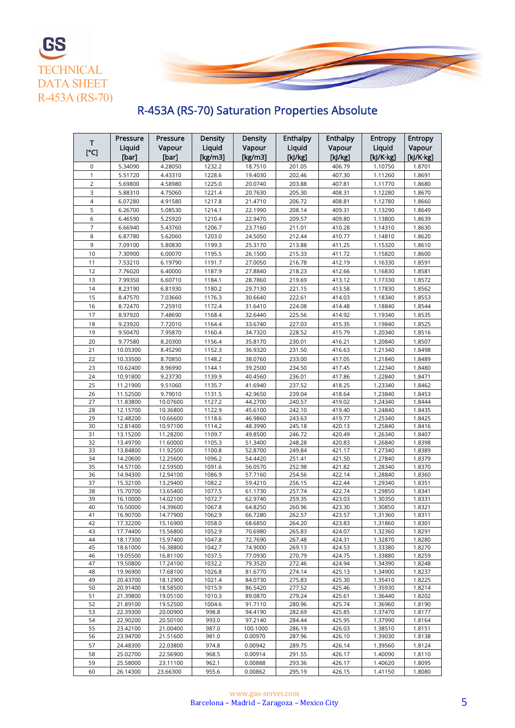GS
TECHNICAL DATA SHEET
R-453A (RS-70)

## R-453A (RS-70) Saturation Properties Absolute

| T [°C] | Pressure Liquid [bar] | Pressure Vapour [bar] | Density Liquid [kg/m3] | Density Vapour [kg/m3] | Enthalpy Liquid [kJ/kg] | Enthalpy Vapour [kJ/kg] | Entropy Liquid [kJ/K·kg] | Entropy Vapour [kJ/K·kg] |
|---|---|---|---|---|---|---|---|---|
| 0 | 5.34090 | 4.28050 | 1232.2 | 18.7510 | 201.05 | 406.79 | 1.10750 | 1.8701 |
| 1 | 5.51720 | 4.43310 | 1228.6 | 19.4030 | 202.46 | 407.30 | 1.11260 | 1.8691 |
| 2 | 5.69800 | 4.58980 | 1225.0 | 20.0740 | 203.88 | 407.81 | 1.11770 | 1.8680 |
| 3 | 5.88310 | 4.75060 | 1221.4 | 20.7630 | 205.30 | 408.31 | 1.12280 | 1.8670 |
| 4 | 6.07280 | 4.91580 | 1217.8 | 21.4710 | 206.72 | 408.81 | 1.12780 | 1.8660 |
| 5 | 6.26700 | 5.08530 | 1214.1 | 22.1990 | 208.14 | 409.31 | 1.13290 | 1.8649 |
| 6 | 6.46590 | 5.25920 | 1210.4 | 22.9470 | 209.57 | 409.80 | 1.13800 | 1.8639 |
| 7 | 6.66940 | 5.43760 | 1206.7 | 23.7160 | 211.01 | 410.28 | 1.14310 | 1.8630 |
| 8 | 6.87780 | 5.62060 | 1203.0 | 24.5050 | 212.44 | 410.77 | 1.14810 | 1.8620 |
| 9 | 7.09100 | 5.80830 | 1199.3 | 25.3170 | 213.88 | 411.25 | 1.15320 | 1.8610 |
| 10 | 7.30900 | 6.00070 | 1195.5 | 26.1500 | 215.33 | 411.72 | 1.15820 | 1.8600 |
| 11 | 7.53210 | 6.19790 | 1191.7 | 27.0050 | 216.78 | 412.19 | 1.16330 | 1.8591 |
| 12 | 7.76020 | 6.40000 | 1187.9 | 27.8840 | 218.23 | 412.66 | 1.16830 | 1.8581 |
| 13 | 7.99350 | 6.60710 | 1184.1 | 28.7860 | 219.69 | 413.12 | 1.17330 | 1.8572 |
| 14 | 8.23190 | 6.81930 | 1180.2 | 29.7130 | 221.15 | 413.58 | 1.17830 | 1.8562 |
| 15 | 8.47570 | 7.03660 | 1176.3 | 30.6640 | 222.61 | 414.03 | 1.18340 | 1.8553 |
| 16 | 8.72470 | 7.25910 | 1172.4 | 31.6410 | 224.08 | 414.48 | 1.18840 | 1.8544 |
| 17 | 8.97920 | 7.48690 | 1168.4 | 32.6440 | 225.56 | 414.92 | 1.19340 | 1.8535 |
| 18 | 9.23920 | 7.72010 | 1164.4 | 33.6740 | 227.03 | 415.35 | 1.19840 | 1.8525 |
| 19 | 9.50470 | 7.95870 | 1160.4 | 34.7320 | 228.52 | 415.79 | 1.20340 | 1.8516 |
| 20 | 9.77580 | 8.20300 | 1156.4 | 35.8170 | 230.01 | 416.21 | 1.20840 | 1.8507 |
| 21 | 10.05300 | 8.45290 | 1152.3 | 36.9320 | 231.50 | 416.63 | 1.21340 | 1.8498 |
| 22 | 10.33500 | 8.70850 | 1148.2 | 38.0760 | 233.00 | 417.05 | 1.21840 | 1.8489 |
| 23 | 10.62400 | 8.96990 | 1144.1 | 39.2500 | 234.50 | 417.45 | 1.22340 | 1.8480 |
| 24 | 10.91800 | 9.23730 | 1139.9 | 40.4560 | 236.01 | 417.86 | 1.22840 | 1.8471 |
| 25 | 11.21900 | 9.51060 | 1135.7 | 41.6940 | 237.52 | 418.25 | 1.23340 | 1.8462 |
| 26 | 11.52500 | 9.79010 | 1131.5 | 42.9650 | 239.04 | 418.64 | 1.23840 | 1.8453 |
| 27 | 11.83800 | 10.07600 | 1127.2 | 44.2700 | 240.57 | 419.02 | 1.24340 | 1.8444 |
| 28 | 12.15700 | 10.36800 | 1122.9 | 45.6100 | 242.10 | 419.40 | 1.24840 | 1.8435 |
| 29 | 12.48200 | 10.66600 | 1118.6 | 46.9860 | 243.63 | 419.77 | 1.25340 | 1.8425 |
| 30 | 12.81400 | 10.97100 | 1114.2 | 48.3990 | 245.18 | 420.13 | 1.25840 | 1.8416 |
| 31 | 13.15200 | 11.28200 | 1109.7 | 49.8500 | 246.72 | 420.49 | 1.26340 | 1.8407 |
| 32 | 13.49700 | 11.60000 | 1105.3 | 51.3400 | 248.28 | 420.83 | 1.26840 | 1.8398 |
| 33 | 13.84800 | 11.92500 | 1100.8 | 52.8700 | 249.84 | 421.17 | 1.27340 | 1.8389 |
| 34 | 14.20600 | 12.25600 | 1096.2 | 54.4420 | 251.41 | 421.50 | 1.27840 | 1.8379 |
| 35 | 14.57100 | 12.59500 | 1091.6 | 56.0570 | 252.98 | 421.82 | 1.28340 | 1.8370 |
| 36 | 14.94300 | 12.94100 | 1086.9 | 57.7160 | 254.56 | 422.14 | 1.28840 | 1.8360 |
| 37 | 15.32100 | 13.29400 | 1082.2 | 59.4210 | 256.15 | 422.44 | 1.29340 | 1.8351 |
| 38 | 15.70700 | 13.65400 | 1077.5 | 61.1730 | 257.74 | 422.74 | 1.29850 | 1.8341 |
| 39 | 16.10000 | 14.02100 | 1072.7 | 62.9740 | 259.35 | 423.03 | 1.30350 | 1.8331 |
| 40 | 16.50000 | 14.39600 | 1067.8 | 64.8250 | 260.96 | 423.30 | 1.30850 | 1.8321 |
| 41 | 16.90700 | 14.77900 | 1062.9 | 66.7280 | 262.57 | 423.57 | 1.31360 | 1.8311 |
| 42 | 17.32200 | 15.16900 | 1058.0 | 68.6850 | 264.20 | 423.83 | 1.31860 | 1.8301 |
| 43 | 17.74400 | 15.56800 | 1052.9 | 70.6980 | 265.83 | 424.07 | 1.32360 | 1.8291 |
| 44 | 18.17300 | 15.97400 | 1047.8 | 72.7690 | 267.48 | 424.31 | 1.32870 | 1.8280 |
| 45 | 18.61000 | 16.38800 | 1042.7 | 74.9000 | 269.13 | 424.53 | 1.33380 | 1.8270 |
| 46 | 19.05500 | 16.81100 | 1037.5 | 77.0930 | 270.79 | 424.75 | 1.33880 | 1.8259 |
| 47 | 19.50800 | 17.24100 | 1032.2 | 79.3520 | 272.46 | 424.94 | 1.34390 | 1.8248 |
| 48 | 19.96900 | 17.68100 | 1026.8 | 81.6770 | 274.14 | 425.13 | 1.34900 | 1.8237 |
| 49 | 20.43700 | 18.12900 | 1021.4 | 84.0730 | 275.83 | 425.30 | 1.35410 | 1.8225 |
| 50 | 20.91400 | 18.58500 | 1015.9 | 86.5420 | 277.52 | 425.46 | 1.35930 | 1.8214 |
| 51 | 21.39800 | 19.05100 | 1010.3 | 89.0870 | 279.24 | 425.61 | 1.36440 | 1.8202 |
| 52 | 21.89100 | 19.52500 | 1004.6 | 91.7110 | 280.96 | 425.74 | 1.36960 | 1.8190 |
| 53 | 22.39300 | 20.00900 | 998.8 | 94.4190 | 282.69 | 425.85 | 1.37470 | 1.8177 |
| 54 | 22.90200 | 20.50100 | 993.0 | 97.2140 | 284.44 | 425.95 | 1.37990 | 1.8164 |
| 55 | 23.42100 | 21.00400 | 987.0 | 100.1000 | 286.19 | 426.03 | 1.38510 | 1.8151 |
| 56 | 23.94700 | 21.51600 | 981.0 | 0.00970 | 287.96 | 426.10 | 1.39030 | 1.8138 |
| 57 | 24.48300 | 22.03800 | 974.8 | 0.00942 | 289.75 | 426.14 | 1.39560 | 1.8124 |
| 58 | 25.02700 | 22.56900 | 968.5 | 0.00914 | 291.55 | 426.17 | 1.40090 | 1.8110 |
| 59 | 25.58000 | 23.11100 | 962.1 | 0.00888 | 293.36 | 426.17 | 1.40620 | 1.8095 |
| 60 | 26.14300 | 23.66300 | 955.6 | 0.00862 | 295.19 | 426.15 | 1.41150 | 1.8080 |

www.gas-servei.com
Barcelona – Madrid – Zaragoza – Mexico City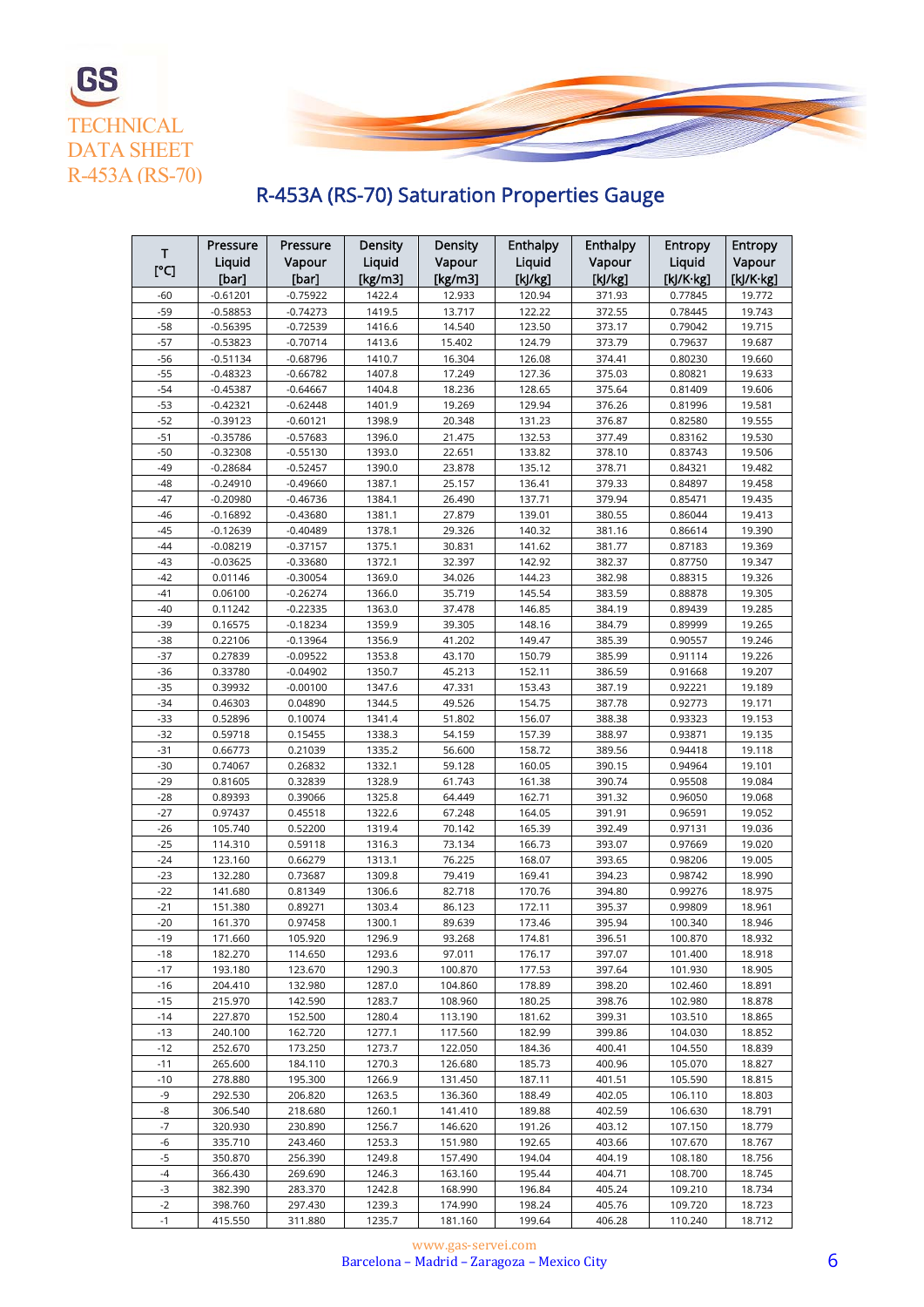# TECHNICAL DATA SHEET R-453A (RS-70)

## R-453A (RS-70) Saturation Properties Gauge

| T [°C] | Pressure Liquid [bar] | Pressure Vapour [bar] | Density Liquid [kg/m3] | Density Vapour [kg/m3] | Enthalpy Liquid [kJ/kg] | Enthalpy Vapour [kJ/kg] | Entropy Liquid [kJ/K·kg] | Entropy Vapour [kJ/K·kg] |
|---|---|---|---|---|---|---|---|---|
| -60 | -0.61201 | -0.75922 | 1422.4 | 12.933 | 120.94 | 371.93 | 0.77845 | 19.772 |
| -59 | -0.58853 | -0.74273 | 1419.5 | 13.717 | 122.22 | 372.55 | 0.78445 | 19.743 |
| -58 | -0.56395 | -0.72539 | 1416.6 | 14.540 | 123.50 | 373.17 | 0.79042 | 19.715 |
| -57 | -0.53823 | -0.70714 | 1413.6 | 15.402 | 124.79 | 373.79 | 0.79637 | 19.687 |
| -56 | -0.51134 | -0.68796 | 1410.7 | 16.304 | 126.08 | 374.41 | 0.80230 | 19.660 |
| -55 | -0.48323 | -0.66782 | 1407.8 | 17.249 | 127.36 | 375.03 | 0.80821 | 19.633 |
| -54 | -0.45387 | -0.64667 | 1404.8 | 18.236 | 128.65 | 375.64 | 0.81409 | 19.606 |
| -53 | -0.42321 | -0.62448 | 1401.9 | 19.269 | 129.94 | 376.26 | 0.81996 | 19.581 |
| -52 | -0.39123 | -0.60121 | 1398.9 | 20.348 | 131.23 | 376.87 | 0.82580 | 19.555 |
| -51 | -0.35786 | -0.57683 | 1396.0 | 21.475 | 132.53 | 377.49 | 0.83162 | 19.530 |
| -50 | -0.32308 | -0.55130 | 1393.0 | 22.651 | 133.82 | 378.10 | 0.83743 | 19.506 |
| -49 | -0.28684 | -0.52457 | 1390.0 | 23.878 | 135.12 | 378.71 | 0.84321 | 19.482 |
| -48 | -0.24910 | -0.49660 | 1387.1 | 25.157 | 136.41 | 379.33 | 0.84897 | 19.458 |
| -47 | -0.20980 | -0.46736 | 1384.1 | 26.490 | 137.71 | 379.94 | 0.85471 | 19.435 |
| -46 | -0.16892 | -0.43680 | 1381.1 | 27.879 | 139.01 | 380.55 | 0.86044 | 19.413 |
| -45 | -0.12639 | -0.40489 | 1378.1 | 29.326 | 140.32 | 381.16 | 0.86614 | 19.390 |
| -44 | -0.08219 | -0.37157 | 1375.1 | 30.831 | 141.62 | 381.77 | 0.87183 | 19.369 |
| -43 | -0.03625 | -0.33680 | 1372.1 | 32.397 | 142.92 | 382.37 | 0.87750 | 19.347 |
| -42 | 0.01146 | -0.30054 | 1369.0 | 34.026 | 144.23 | 382.98 | 0.88315 | 19.326 |
| -41 | 0.06100 | -0.26274 | 1366.0 | 35.719 | 145.54 | 383.59 | 0.88878 | 19.305 |
| -40 | 0.11242 | -0.22335 | 1363.0 | 37.478 | 146.85 | 384.19 | 0.89439 | 19.285 |
| -39 | 0.16575 | -0.18234 | 1359.9 | 39.305 | 148.16 | 384.79 | 0.89999 | 19.265 |
| -38 | 0.22106 | -0.13964 | 1356.9 | 41.202 | 149.47 | 385.39 | 0.90557 | 19.246 |
| -37 | 0.27839 | -0.09522 | 1353.8 | 43.170 | 150.79 | 385.99 | 0.91114 | 19.226 |
| -36 | 0.33780 | -0.04902 | 1350.7 | 45.213 | 152.11 | 386.59 | 0.91668 | 19.207 |
| -35 | 0.39932 | -0.00100 | 1347.6 | 47.331 | 153.43 | 387.19 | 0.92221 | 19.189 |
| -34 | 0.46303 | 0.04890 | 1344.5 | 49.526 | 154.75 | 387.78 | 0.92773 | 19.171 |
| -33 | 0.52896 | 0.10074 | 1341.4 | 51.802 | 156.07 | 388.38 | 0.93323 | 19.153 |
| -32 | 0.59718 | 0.15455 | 1338.3 | 54.159 | 157.39 | 388.97 | 0.93871 | 19.135 |
| -31 | 0.66773 | 0.21039 | 1335.2 | 56.600 | 158.72 | 389.56 | 0.94418 | 19.118 |
| -30 | 0.74067 | 0.26832 | 1332.1 | 59.128 | 160.05 | 390.15 | 0.94964 | 19.101 |
| -29 | 0.81605 | 0.32839 | 1328.9 | 61.743 | 161.38 | 390.74 | 0.95508 | 19.084 |
| -28 | 0.89393 | 0.39066 | 1325.8 | 64.449 | 162.71 | 391.32 | 0.96050 | 19.068 |
| -27 | 0.97437 | 0.45518 | 1322.6 | 67.248 | 164.05 | 391.91 | 0.96591 | 19.052 |
| -26 | 105.740 | 0.52200 | 1319.4 | 70.142 | 165.39 | 392.49 | 0.97131 | 19.036 |
| -25 | 114.310 | 0.59118 | 1316.3 | 73.134 | 166.73 | 393.07 | 0.97669 | 19.020 |
| -24 | 123.160 | 0.66279 | 1313.1 | 76.225 | 168.07 | 393.65 | 0.98206 | 19.005 |
| -23 | 132.280 | 0.73687 | 1309.8 | 79.419 | 169.41 | 394.23 | 0.98742 | 18.990 |
| -22 | 141.680 | 0.81349 | 1306.6 | 82.718 | 170.76 | 394.80 | 0.99276 | 18.975 |
| -21 | 151.380 | 0.89271 | 1303.4 | 86.123 | 172.11 | 395.37 | 0.99809 | 18.961 |
| -20 | 161.370 | 0.97458 | 1300.1 | 89.639 | 173.46 | 395.94 | 100.340 | 18.946 |
| -19 | 171.660 | 105.920 | 1296.9 | 93.268 | 174.81 | 396.51 | 100.870 | 18.932 |
| -18 | 182.270 | 114.650 | 1293.6 | 97.011 | 176.17 | 397.07 | 101.400 | 18.918 |
| -17 | 193.180 | 123.670 | 1290.3 | 100.870 | 177.53 | 397.64 | 101.930 | 18.905 |
| -16 | 204.410 | 132.980 | 1287.0 | 104.860 | 178.89 | 398.20 | 102.460 | 18.891 |
| -15 | 215.970 | 142.590 | 1283.7 | 108.960 | 180.25 | 398.76 | 102.980 | 18.878 |
| -14 | 227.870 | 152.500 | 1280.4 | 113.190 | 181.62 | 399.31 | 103.510 | 18.865 |
| -13 | 240.100 | 162.720 | 1277.1 | 117.560 | 182.99 | 399.86 | 104.030 | 18.852 |
| -12 | 252.670 | 173.250 | 1273.7 | 122.050 | 184.36 | 400.41 | 104.550 | 18.839 |
| -11 | 265.600 | 184.110 | 1270.3 | 126.680 | 185.73 | 400.96 | 105.070 | 18.827 |
| -10 | 278.880 | 195.300 | 1266.9 | 131.450 | 187.11 | 401.51 | 105.590 | 18.815 |
| -9 | 292.530 | 206.820 | 1263.5 | 136.360 | 188.49 | 402.05 | 106.110 | 18.803 |
| -8 | 306.540 | 218.680 | 1260.1 | 141.410 | 189.88 | 402.59 | 106.630 | 18.791 |
| -7 | 320.930 | 230.890 | 1256.7 | 146.620 | 191.26 | 403.12 | 107.150 | 18.779 |
| -6 | 335.710 | 243.460 | 1253.3 | 151.980 | 192.65 | 403.66 | 107.670 | 18.767 |
| -5 | 350.870 | 256.390 | 1249.8 | 157.490 | 194.04 | 404.19 | 108.180 | 18.756 |
| -4 | 366.430 | 269.690 | 1246.3 | 163.160 | 195.44 | 404.71 | 108.700 | 18.745 |
| -3 | 382.390 | 283.370 | 1242.8 | 168.990 | 196.84 | 405.24 | 109.210 | 18.734 |
| -2 | 398.760 | 297.430 | 1239.3 | 174.990 | 198.24 | 405.76 | 109.720 | 18.723 |
| -1 | 415.550 | 311.880 | 1235.7 | 181.160 | 199.64 | 406.28 | 110.240 | 18.712 |

www.gas-servei.com

Barcelona – Madrid – Zaragoza – Mexico City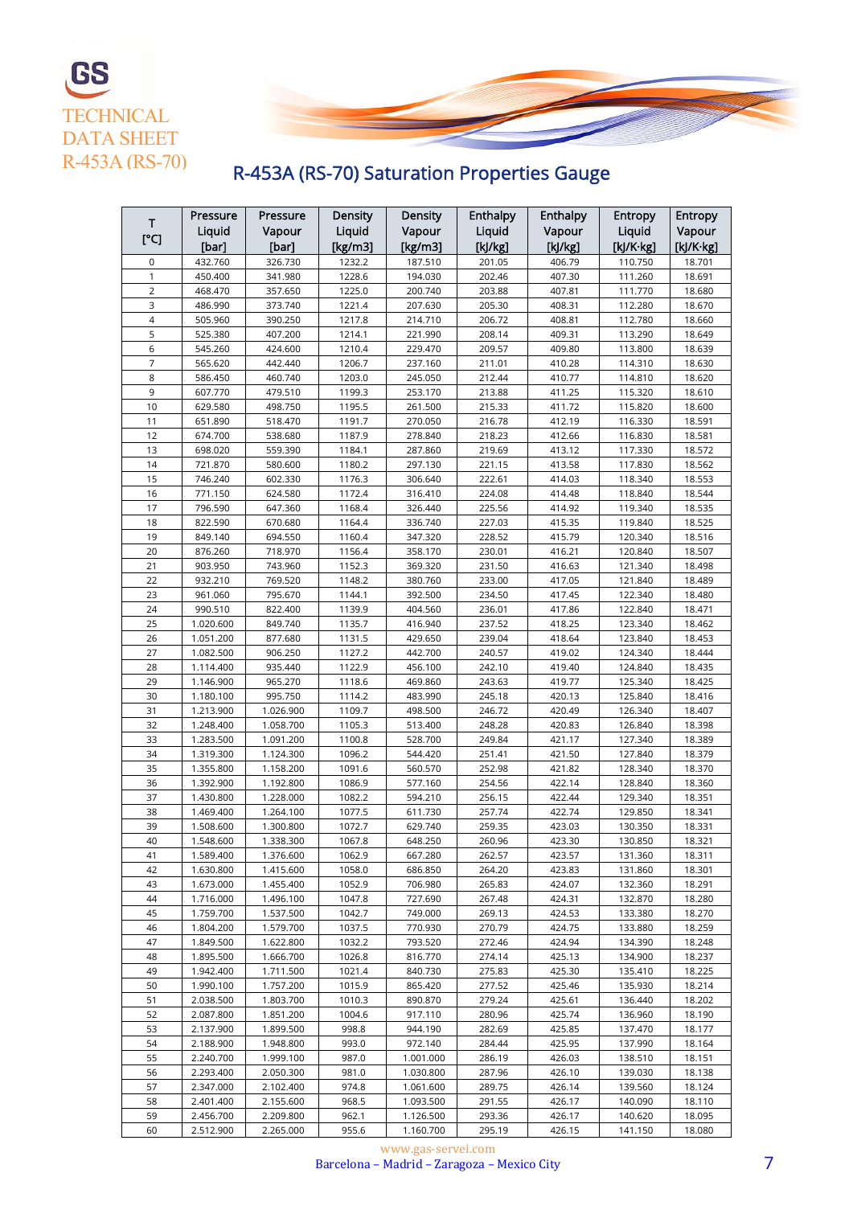# R-453A (RS-70) Saturation Properties Gauge

| T [°C] | Pressure Liquid [bar] | Pressure Vapour [bar] | Density Liquid [kg/m3] | Density Vapour [kg/m3] | Enthalpy Liquid [kJ/kg] | Enthalpy Vapour [kJ/kg] | Entropy Liquid [kJ/K·kg] | Entropy Vapour [kJ/K·kg] |
|---|---|---|---|---|---|---|---|---|
| 0 | 432.760 | 326.730 | 1232.2 | 187.510 | 201.05 | 406.79 | 110.750 | 18.701 |
| 1 | 450.400 | 341.980 | 1228.6 | 194.030 | 202.46 | 407.30 | 111.260 | 18.691 |
| 2 | 468.470 | 357.650 | 1225.0 | 200.740 | 203.88 | 407.81 | 111.770 | 18.680 |
| 3 | 486.990 | 373.740 | 1221.4 | 207.630 | 205.30 | 408.31 | 112.280 | 18.670 |
| 4 | 505.960 | 390.250 | 1217.8 | 214.710 | 206.72 | 408.81 | 112.780 | 18.660 |
| 5 | 525.380 | 407.200 | 1214.1 | 221.990 | 208.14 | 409.31 | 113.290 | 18.649 |
| 6 | 545.260 | 424.600 | 1210.4 | 229.470 | 209.57 | 409.80 | 113.800 | 18.639 |
| 7 | 565.620 | 442.440 | 1206.7 | 237.160 | 211.01 | 410.28 | 114.310 | 18.630 |
| 8 | 586.450 | 460.740 | 1203.0 | 245.050 | 212.44 | 410.77 | 114.810 | 18.620 |
| 9 | 607.770 | 479.510 | 1199.3 | 253.170 | 213.88 | 411.25 | 115.320 | 18.610 |
| 10 | 629.580 | 498.750 | 1195.5 | 261.500 | 215.33 | 411.72 | 115.820 | 18.600 |
| 11 | 651.890 | 518.470 | 1191.7 | 270.050 | 216.78 | 412.19 | 116.330 | 18.591 |
| 12 | 674.700 | 538.680 | 1187.9 | 278.840 | 218.23 | 412.66 | 116.830 | 18.581 |
| 13 | 698.020 | 559.390 | 1184.1 | 287.860 | 219.69 | 413.12 | 117.330 | 18.572 |
| 14 | 721.870 | 580.600 | 1180.2 | 297.130 | 221.15 | 413.58 | 117.830 | 18.562 |
| 15 | 746.240 | 602.330 | 1176.3 | 306.640 | 222.61 | 414.03 | 118.340 | 18.553 |
| 16 | 771.150 | 624.580 | 1172.4 | 316.410 | 224.08 | 414.48 | 118.840 | 18.544 |
| 17 | 796.590 | 647.360 | 1168.4 | 326.440 | 225.56 | 414.92 | 119.340 | 18.535 |
| 18 | 822.590 | 670.680 | 1164.4 | 336.740 | 227.03 | 415.35 | 119.840 | 18.525 |
| 19 | 849.140 | 694.550 | 1160.4 | 347.320 | 228.52 | 415.79 | 120.340 | 18.516 |
| 20 | 876.260 | 718.970 | 1156.4 | 358.170 | 230.01 | 416.21 | 120.840 | 18.507 |
| 21 | 903.950 | 743.960 | 1152.3 | 369.320 | 231.50 | 416.63 | 121.340 | 18.498 |
| 22 | 932.210 | 769.520 | 1148.2 | 380.760 | 233.00 | 417.05 | 121.840 | 18.489 |
| 23 | 961.060 | 795.670 | 1144.1 | 392.500 | 234.50 | 417.45 | 122.340 | 18.480 |
| 24 | 990.510 | 822.400 | 1139.9 | 404.560 | 236.01 | 417.86 | 122.840 | 18.471 |
| 25 | 1.020.600 | 849.740 | 1135.7 | 416.940 | 237.52 | 418.25 | 123.340 | 18.462 |
| 26 | 1.051.200 | 877.680 | 1131.5 | 429.650 | 239.04 | 418.64 | 123.840 | 18.453 |
| 27 | 1.082.500 | 906.250 | 1127.2 | 442.700 | 240.57 | 419.02 | 124.340 | 18.444 |
| 28 | 1.114.400 | 935.440 | 1122.9 | 456.100 | 242.10 | 419.40 | 124.840 | 18.435 |
| 29 | 1.146.900 | 965.270 | 1118.6 | 469.860 | 243.63 | 419.77 | 125.340 | 18.425 |
| 30 | 1.180.100 | 995.750 | 1114.2 | 483.990 | 245.18 | 420.13 | 125.840 | 18.416 |
| 31 | 1.213.900 | 1.026.900 | 1109.7 | 498.500 | 246.72 | 420.49 | 126.340 | 18.407 |
| 32 | 1.248.400 | 1.058.700 | 1105.3 | 513.400 | 248.28 | 420.83 | 126.840 | 18.398 |
| 33 | 1.283.500 | 1.091.200 | 1100.8 | 528.700 | 249.84 | 421.17 | 127.340 | 18.389 |
| 34 | 1.319.300 | 1.124.300 | 1096.2 | 544.420 | 251.41 | 421.50 | 127.840 | 18.379 |
| 35 | 1.355.800 | 1.158.200 | 1091.6 | 560.570 | 252.98 | 421.82 | 128.340 | 18.370 |
| 36 | 1.392.900 | 1.192.800 | 1086.9 | 577.160 | 254.56 | 422.14 | 128.840 | 18.360 |
| 37 | 1.430.800 | 1.228.000 | 1082.2 | 594.210 | 256.15 | 422.44 | 129.340 | 18.351 |
| 38 | 1.469.400 | 1.264.100 | 1077.5 | 611.730 | 257.74 | 422.74 | 129.850 | 18.341 |
| 39 | 1.508.600 | 1.300.800 | 1072.7 | 629.740 | 259.35 | 423.03 | 130.350 | 18.331 |
| 40 | 1.548.600 | 1.338.300 | 1067.8 | 648.250 | 260.96 | 423.30 | 130.850 | 18.321 |
| 41 | 1.589.400 | 1.376.600 | 1062.9 | 667.280 | 262.57 | 423.57 | 131.360 | 18.311 |
| 42 | 1.630.800 | 1.415.600 | 1058.0 | 686.850 | 264.20 | 423.83 | 131.860 | 18.301 |
| 43 | 1.673.000 | 1.455.400 | 1052.9 | 706.980 | 265.83 | 424.07 | 132.360 | 18.291 |
| 44 | 1.716.000 | 1.496.100 | 1047.8 | 727.690 | 267.48 | 424.31 | 132.870 | 18.280 |
| 45 | 1.759.700 | 1.537.500 | 1042.7 | 749.000 | 269.13 | 424.53 | 133.380 | 18.270 |
| 46 | 1.804.200 | 1.579.700 | 1037.5 | 770.930 | 270.79 | 424.75 | 133.880 | 18.259 |
| 47 | 1.849.500 | 1.622.800 | 1032.2 | 793.520 | 272.46 | 424.94 | 134.390 | 18.248 |
| 48 | 1.895.500 | 1.666.700 | 1026.8 | 816.770 | 274.14 | 425.13 | 134.900 | 18.237 |
| 49 | 1.942.400 | 1.711.500 | 1021.4 | 840.730 | 275.83 | 425.30 | 135.410 | 18.225 |
| 50 | 1.990.100 | 1.757.200 | 1015.9 | 865.420 | 277.52 | 425.46 | 135.930 | 18.214 |
| 51 | 2.038.500 | 1.803.700 | 1010.3 | 890.870 | 279.24 | 425.61 | 136.440 | 18.202 |
| 52 | 2.087.800 | 1.851.200 | 1004.6 | 917.110 | 280.96 | 425.74 | 136.960 | 18.190 |
| 53 | 2.137.900 | 1.899.500 | 998.8 | 944.190 | 282.69 | 425.85 | 137.470 | 18.177 |
| 54 | 2.188.900 | 1.948.800 | 993.0 | 972.140 | 284.44 | 425.95 | 137.990 | 18.164 |
| 55 | 2.240.700 | 1.999.100 | 987.0 | 1.001.000 | 286.19 | 426.03 | 138.510 | 18.151 |
| 56 | 2.293.400 | 2.050.300 | 981.0 | 1.030.800 | 287.96 | 426.10 | 139.030 | 18.138 |
| 57 | 2.347.000 | 2.102.400 | 974.8 | 1.061.600 | 289.75 | 426.14 | 139.560 | 18.124 |
| 58 | 2.401.400 | 2.155.600 | 968.5 | 1.093.500 | 291.55 | 426.17 | 140.090 | 18.110 |
| 59 | 2.456.700 | 2.209.800 | 962.1 | 1.126.500 | 293.36 | 426.17 | 140.620 | 18.095 |
| 60 | 2.512.900 | 2.265.000 | 955.6 | 1.160.700 | 295.19 | 426.15 | 141.150 | 18.080 |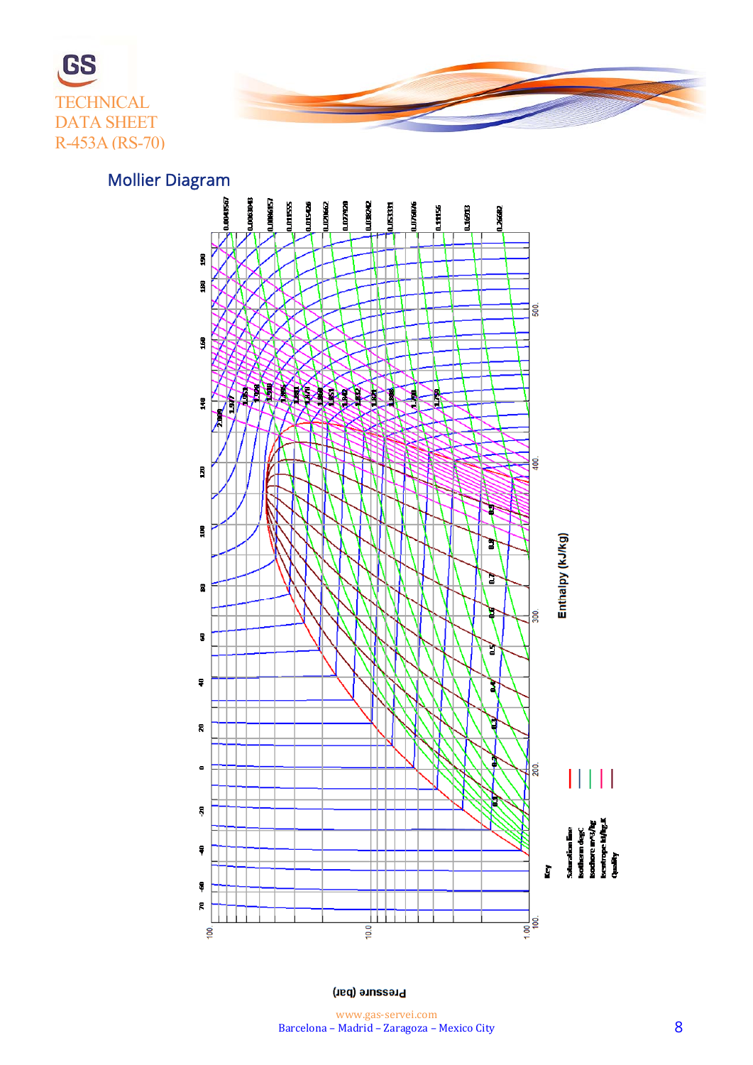TECHNICAL DATA SHEET R-453A (RS-70)

## Mollier Diagram

Enthalpy (kJ/kg)

Pressure (bar)

Key

Saturation line

Isotherm degC

Isochore m^3/kg

Isentrope kJ/kg.K

Quality

www.gas-servei.com

Barcelona – Madrid – Zaragoza – Mexico City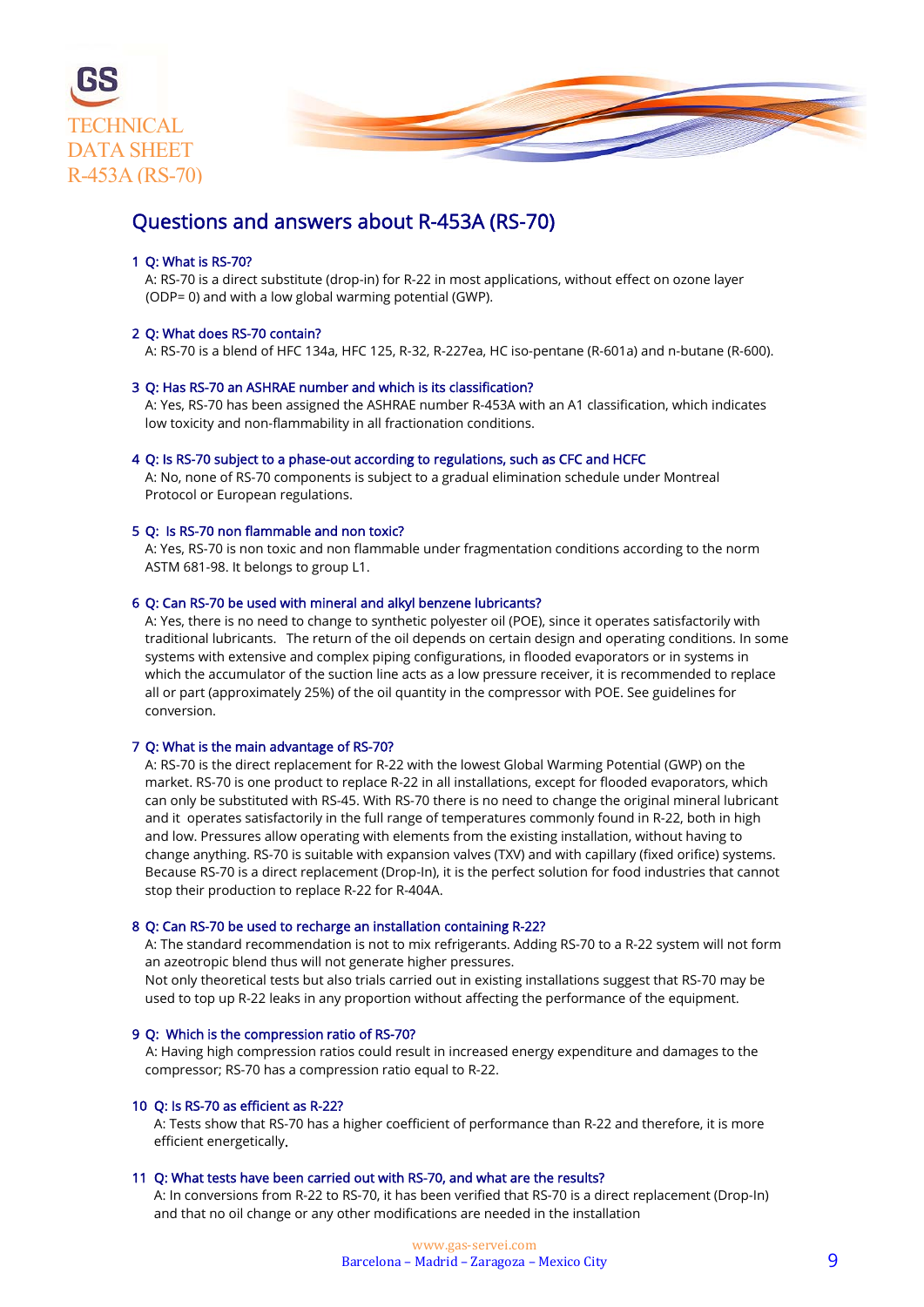## Questions and answers about R-453A (RS-70)

**1 Q: What is RS-70?**

A: RS-70 is a direct substitute (drop-in) for R-22 in most applications, without effect on ozone layer (ODP= 0) and with a low global warming potential (GWP).

**2 Q: What does RS-70 contain?**

A: RS-70 is a blend of HFC 134a, HFC 125, R-32, R-227ea, HC iso-pentane (R-601a) and n-butane (R-600).

**3 Q: Has RS-70 an ASHRAE number and which is its classification?**

A: Yes, RS-70 has been assigned the ASHRAE number R-453A with an A1 classification, which indicates low toxicity and non-flammability in all fractionation conditions.

**4 Q: Is RS-70 subject to a phase-out according to regulations, such as CFC and HCFC**

A: No, none of RS-70 components is subject to a gradual elimination schedule under Montreal Protocol or European regulations.

**5 Q: Is RS-70 non flammable and non toxic?**

A: Yes, RS-70 is non toxic and non flammable under fragmentation conditions according to the norm ASTM 681-98. It belongs to group L1.

**6 Q: Can RS-70 be used with mineral and alkyl benzene lubricants?**

A: Yes, there is no need to change to synthetic polyester oil (POE), since it operates satisfactorily with traditional lubricants. The return of the oil depends on certain design and operating conditions. In some systems with extensive and complex piping configurations, in flooded evaporators or in systems in which the accumulator of the suction line acts as a low pressure receiver, it is recommended to replace all or part (approximately 25%) of the oil quantity in the compressor with POE. See guidelines for conversion.

**7 Q: What is the main advantage of RS-70?**

A: RS-70 is the direct replacement for R-22 with the lowest Global Warming Potential (GWP) on the market. RS-70 is one product to replace R-22 in all installations, except for flooded evaporators, which can only be substituted with RS-45. With RS-70 there is no need to change the original mineral lubricant and it operates satisfactorily in the full range of temperatures commonly found in R-22, both in high and low. Pressures allow operating with elements from the existing installation, without having to change anything. RS-70 is suitable with expansion valves (TXV) and with capillary (fixed orifice) systems. Because RS-70 is a direct replacement (Drop-In), it is the perfect solution for food industries that cannot stop their production to replace R-22 for R-404A.

**8 Q: Can RS-70 be used to recharge an installation containing R-22?**

A: The standard recommendation is not to mix refrigerants. Adding RS-70 to a R-22 system will not form an azeotropic blend thus will not generate higher pressures.

Not only theoretical tests but also trials carried out in existing installations suggest that RS-70 may be used to top up R-22 leaks in any proportion without affecting the performance of the equipment.

**9 Q: Which is the compression ratio of RS-70?**

A: Having high compression ratios could result in increased energy expenditure and damages to the compressor; RS-70 has a compression ratio equal to R-22.

**10 Q: Is RS-70 as efficient as R-22?**

A: Tests show that RS-70 has a higher coefficient of performance than R-22 and therefore, it is more efficient energetically.

**11 Q: What tests have been carried out with RS-70, and what are the results?**

A: In conversions from R-22 to RS-70, it has been verified that RS-70 is a direct replacement (Drop-In) and that no oil change or any other modifications are needed in the installation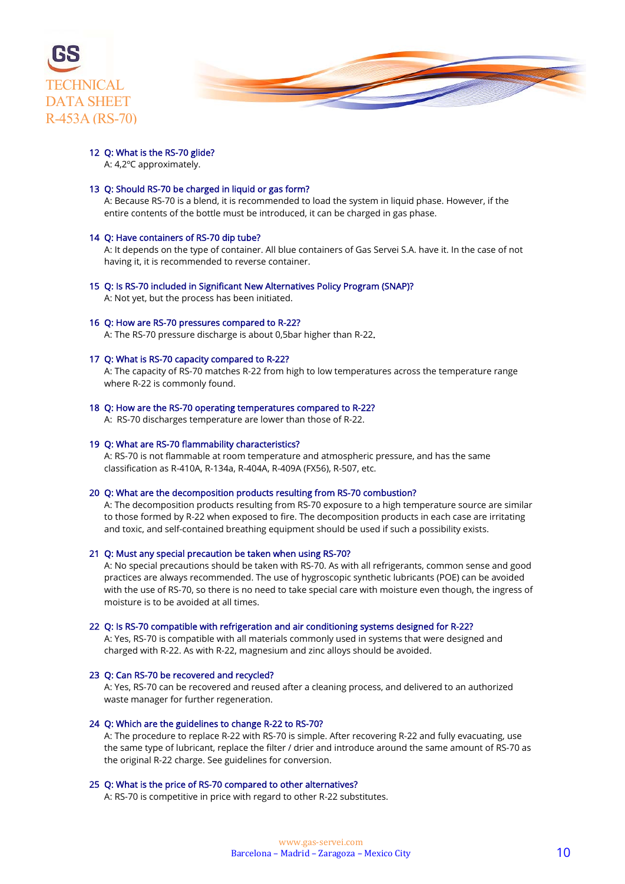**12 Q: What is the RS-70 glide?**
A: 4,2ºC approximately.

**13 Q: Should RS-70 be charged in liquid or gas form?**
A: Because RS-70 is a blend, it is recommended to load the system in liquid phase. However, if the entire contents of the bottle must be introduced, it can be charged in gas phase.

**14 Q: Have containers of RS-70 dip tube?**
A: It depends on the type of container. All blue containers of Gas Servei S.A. have it. In the case of not having it, it is recommended to reverse container.

**15 Q: Is RS-70 included in Significant New Alternatives Policy Program (SNAP)?**
A: Not yet, but the process has been initiated.

**16 Q: How are RS-70 pressures compared to R-22?**
A: The RS-70 pressure discharge is about 0,5bar higher than R-22.

**17 Q: What is RS-70 capacity compared to R-22?**
A: The capacity of RS-70 matches R-22 from high to low temperatures across the temperature range where R-22 is commonly found.

**18 Q: How are the RS-70 operating temperatures compared to R-22?**
A: RS-70 discharges temperature are lower than those of R-22.

**19 Q: What are RS-70 flammability characteristics?**
A: RS-70 is not flammable at room temperature and atmospheric pressure, and has the same classification as R-410A, R-134a, R-404A, R-409A (FX56), R-507, etc.

**20 Q: What are the decomposition products resulting from RS-70 combustion?**
A: The decomposition products resulting from RS-70 exposure to a high temperature source are similar to those formed by R-22 when exposed to fire. The decomposition products in each case are irritating and toxic, and self-contained breathing equipment should be used if such a possibility exists.

**21 Q: Must any special precaution be taken when using RS-70?**
A: No special precautions should be taken with RS-70. As with all refrigerants, common sense and good practices are always recommended. The use of hygroscopic synthetic lubricants (POE) can be avoided with the use of RS-70, so there is no need to take special care with moisture even though, the ingress of moisture is to be avoided at all times.

**22 Q: Is RS-70 compatible with refrigeration and air conditioning systems designed for R-22?**
A: Yes, RS-70 is compatible with all materials commonly used in systems that were designed and charged with R-22. As with R-22, magnesium and zinc alloys should be avoided.

**23 Q: Can RS-70 be recovered and recycled?**
A: Yes, RS-70 can be recovered and reused after a cleaning process, and delivered to an authorized waste manager for further regeneration.

**24 Q: Which are the guidelines to change R-22 to RS-70?**
A: The procedure to replace R-22 with RS-70 is simple. After recovering R-22 and fully evacuating, use the same type of lubricant, replace the filter / drier and introduce around the same amount of RS-70 as the original R-22 charge. See guidelines for conversion.

**25 Q: What is the price of RS-70 compared to other alternatives?**
A: RS-70 is competitive in price with regard to other R-22 substitutes.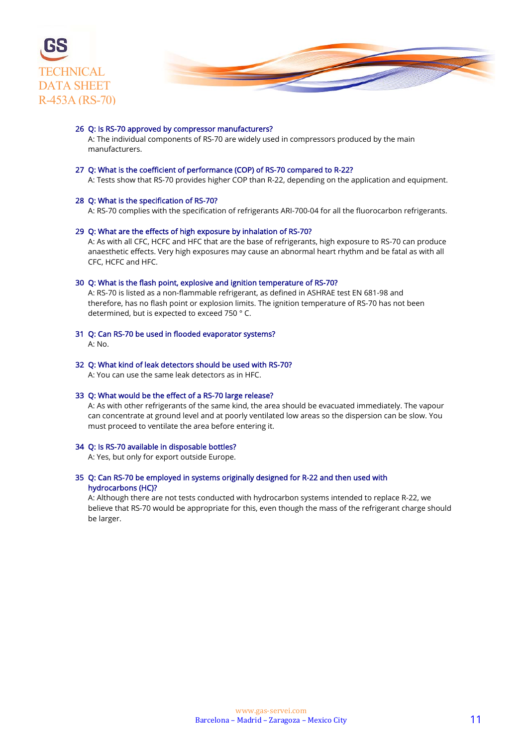26 **Q: Is RS-70 approved by compressor manufacturers?**
A: The individual components of RS-70 are widely used in compressors produced by the main manufacturers.

27 **Q: What is the coefficient of performance (COP) of RS-70 compared to R-22?**
A: Tests show that RS-70 provides higher COP than R-22, depending on the application and equipment.

28 **Q: What is the specification of RS-70?**
A: RS-70 complies with the specification of refrigerants ARI-700-04 for all the fluorocarbon refrigerants.

29 **Q: What are the effects of high exposure by inhalation of RS-70?**
A: As with all CFC, HCFC and HFC that are the base of refrigerants, high exposure to RS-70 can produce anaesthetic effects. Very high exposures may cause an abnormal heart rhythm and be fatal as with all CFC, HCFC and HFC.

30 **Q: What is the flash point, explosive and ignition temperature of RS-70?**
A: RS-70 is listed as a non-flammable refrigerant, as defined in ASHRAE test EN 681-98 and therefore, has no flash point or explosion limits. The ignition temperature of RS-70 has not been determined, but is expected to exceed 750 ° C.

31 **Q: Can RS-70 be used in flooded evaporator systems?**
A: No.

32 **Q: What kind of leak detectors should be used with RS-70?**
A: You can use the same leak detectors as in HFC.

33 **Q: What would be the effect of a RS-70 large release?**
A: As with other refrigerants of the same kind, the area should be evacuated immediately. The vapour can concentrate at ground level and at poorly ventilated low areas so the dispersion can be slow. You must proceed to ventilate the area before entering it.

34 **Q: Is RS-70 available in disposable bottles?**
A: Yes, but only for export outside Europe.

35 **Q: Can RS-70 be employed in systems originally designed for R-22 and then used with hydrocarbons (HC)?**
A: Although there are not tests conducted with hydrocarbon systems intended to replace R-22, we believe that RS-70 would be appropriate for this, even though the mass of the refrigerant charge should be larger.